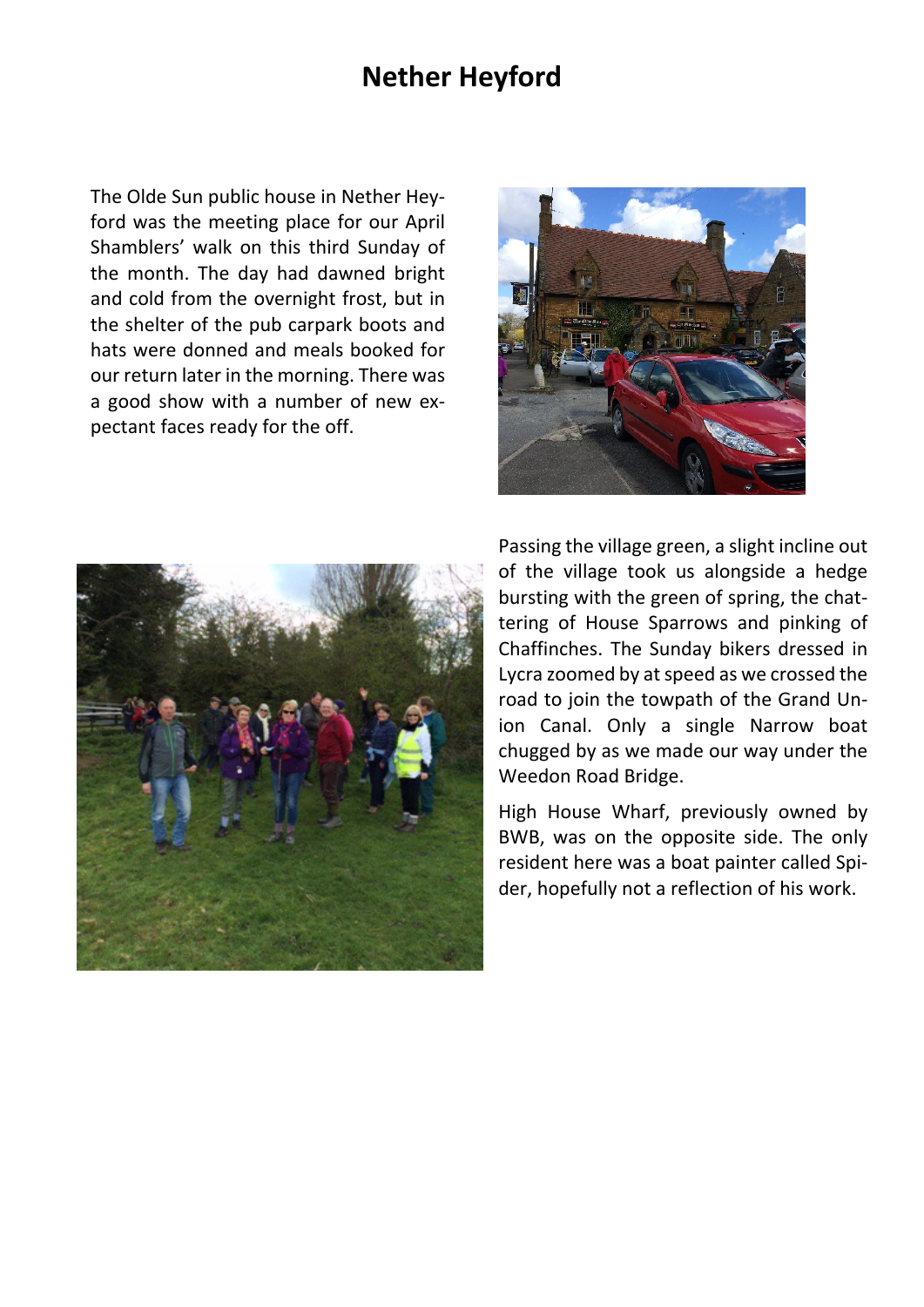# Nether Heyford

The Olde Sun public house in Nether Heyford was the meeting place for our April Shamblers' walk on this third Sunday of the month. The day had dawned bright and cold from the overnight frost, but in the shelter of the pub carpark boots and hats were donned and meals booked for our return later in the morning. There was a good show with a number of new expectant faces ready for the off.

Passing the village green, a slight incline out of the village took us alongside a hedge bursting with the green of spring, the chattering of House Sparrows and pinking of Chaffinches. The Sunday bikers dressed in Lycra zoomed by at speed as we crossed the road to join the towpath of the Grand Union Canal. Only a single Narrow boat chugged by as we made our way under the Weedon Road Bridge.

High House Wharf, previously owned by BWB, was on the opposite side. The only resident here was a boat painter called Spider, hopefully not a reflection of his work.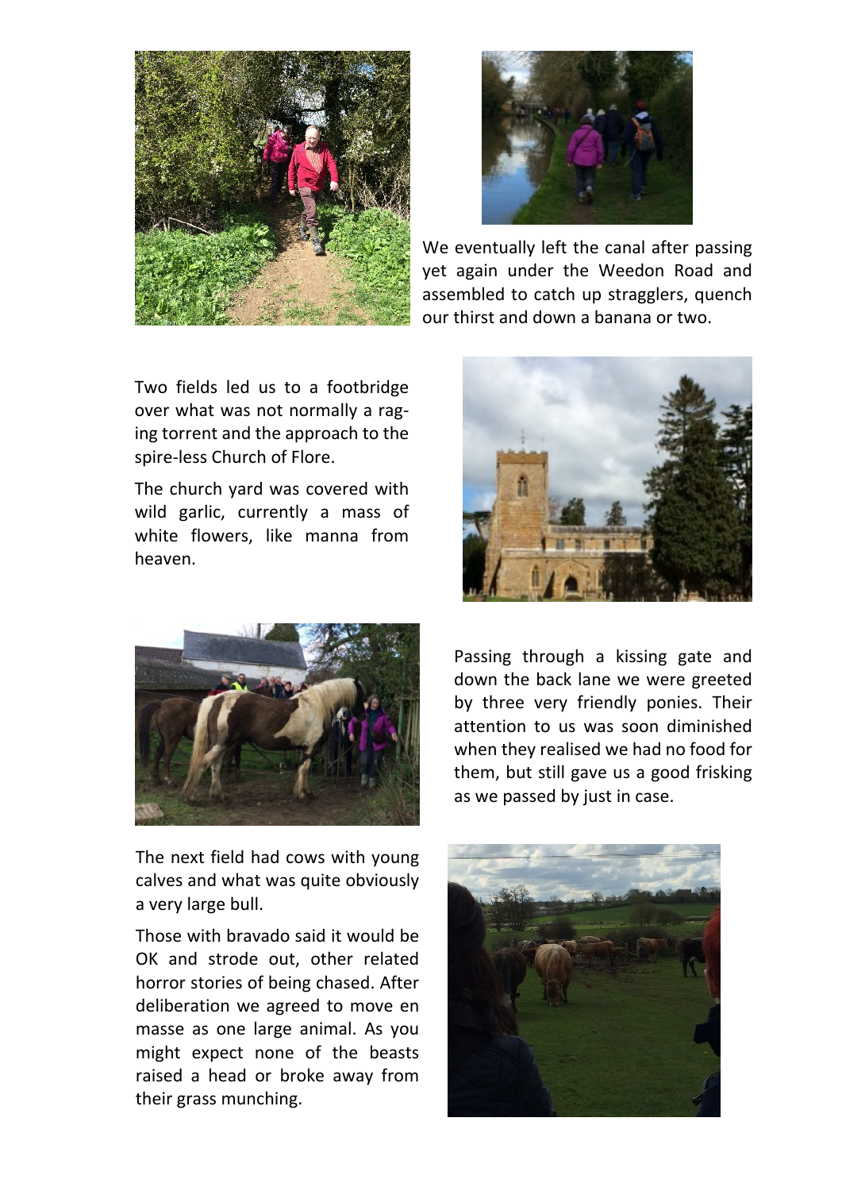We eventually left the canal after passing yet again under the Weedon Road and assembled to catch up stragglers, quench our thirst and down a banana or two.

Two fields led us to a footbridge over what was not normally a raging torrent and the approach to the spire-less Church of Flore.

The church yard was covered with wild garlic, currently a mass of white flowers, like manna from heaven.

Passing through a kissing gate and down the back lane we were greeted by three very friendly ponies. Their attention to us was soon diminished when they realised we had no food for them, but still gave us a good frisking as we passed by just in case.

The next field had cows with young calves and what was quite obviously a very large bull.

Those with bravado said it would be OK and strode out, other related horror stories of being chased. After deliberation we agreed to move en masse as one large animal. As you might expect none of the beasts raised a head or broke away from their grass munching.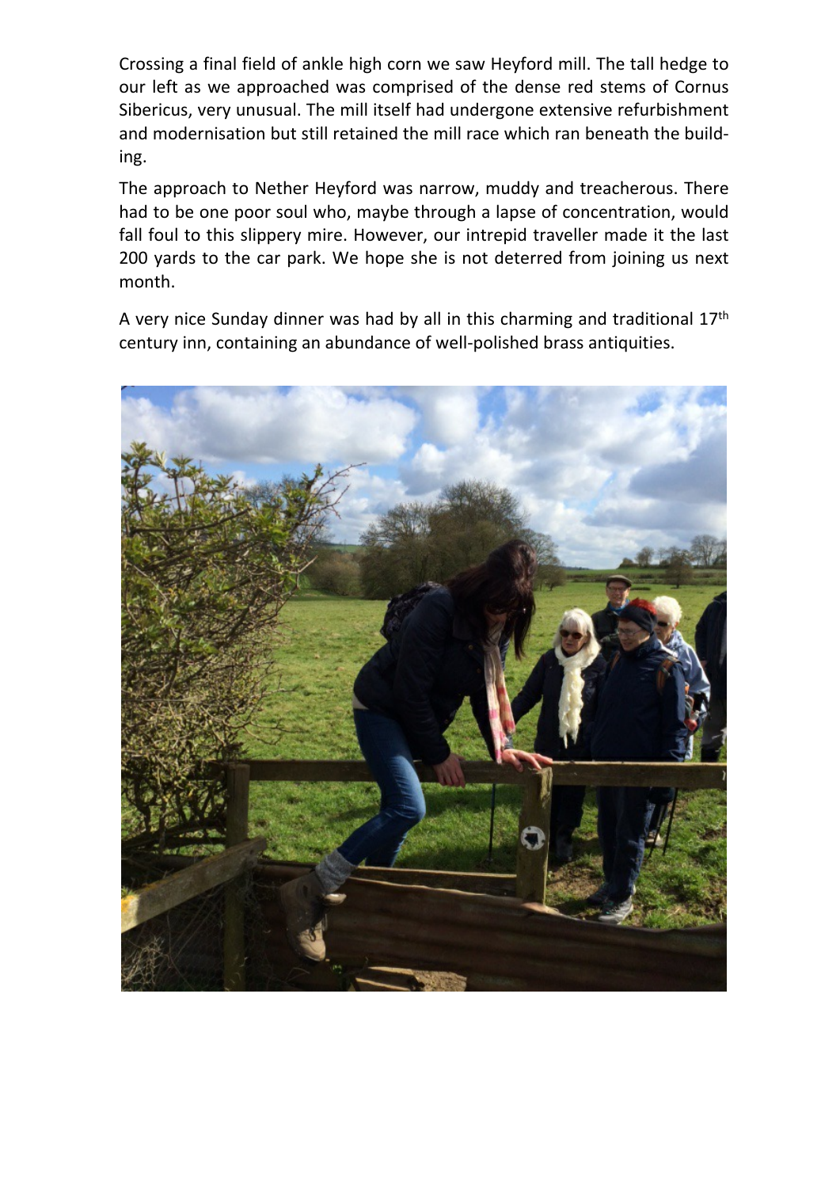Crossing a final field of ankle high corn we saw Heyford mill. The tall hedge to our left as we approached was comprised of the dense red stems of Cornus Sibericus, very unusual. The mill itself had undergone extensive refurbishment and modernisation but still retained the mill race which ran beneath the building.

The approach to Nether Heyford was narrow, muddy and treacherous. There had to be one poor soul who, maybe through a lapse of concentration, would fall foul to this slippery mire. However, our intrepid traveller made it the last 200 yards to the car park. We hope she is not deterred from joining us next month.

A very nice Sunday dinner was had by all in this charming and traditional 17th century inn, containing an abundance of well-polished brass antiquities.